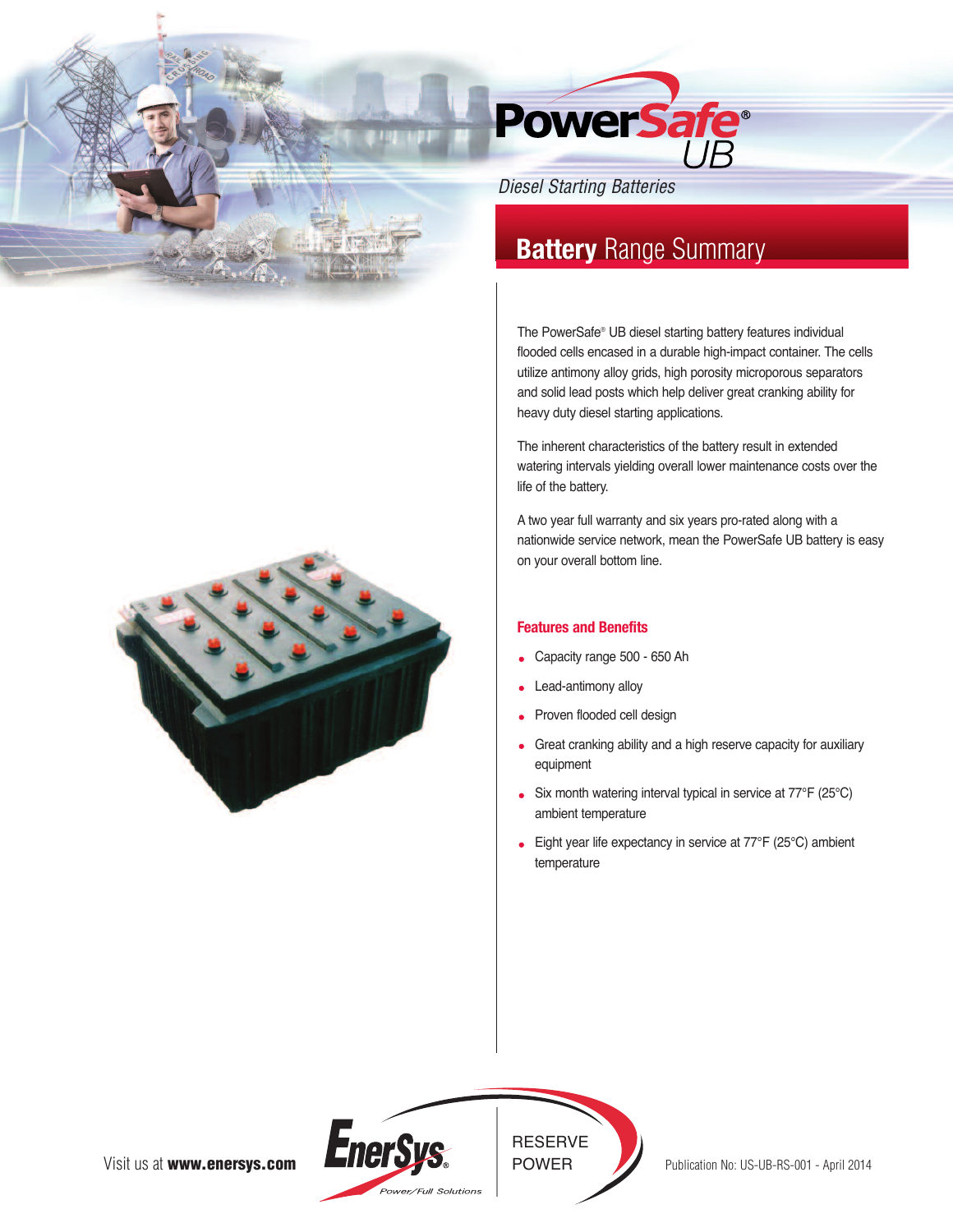# PowerSafe® UB

*Diesel Starting Batteries*

## **Battery** Range Summary

The PowerSafe® UB diesel starting battery features individual flooded cells encased in a durable high-impact container. The cells utilize antimony alloy grids, high porosity microporous separators and solid lead posts which help deliver great cranking ability for heavy duty diesel starting applications.

The inherent characteristics of the battery result in extended watering intervals yielding overall lower maintenance costs over the life of the battery.

A two year full warranty and six years pro-rated along with a nationwide service network, mean the PowerSafe UB battery is easy on your overall bottom line.

### Features and Benefits

- Capacity range 500 - 650 Ah
- Lead-antimony alloy
- Proven flooded cell design
- Great cranking ability and a high reserve capacity for auxiliary equipment
- Six month watering interval typical in service at 77°F (25°C) ambient temperature
- Eight year life expectancy in service at 77°F (25°C) ambient temperature

Visit us at **www.enersys.com**

EnerSys® Power/Full Solutions | RESERVE POWER

Publication No: US-UB-RS-001 - April 2014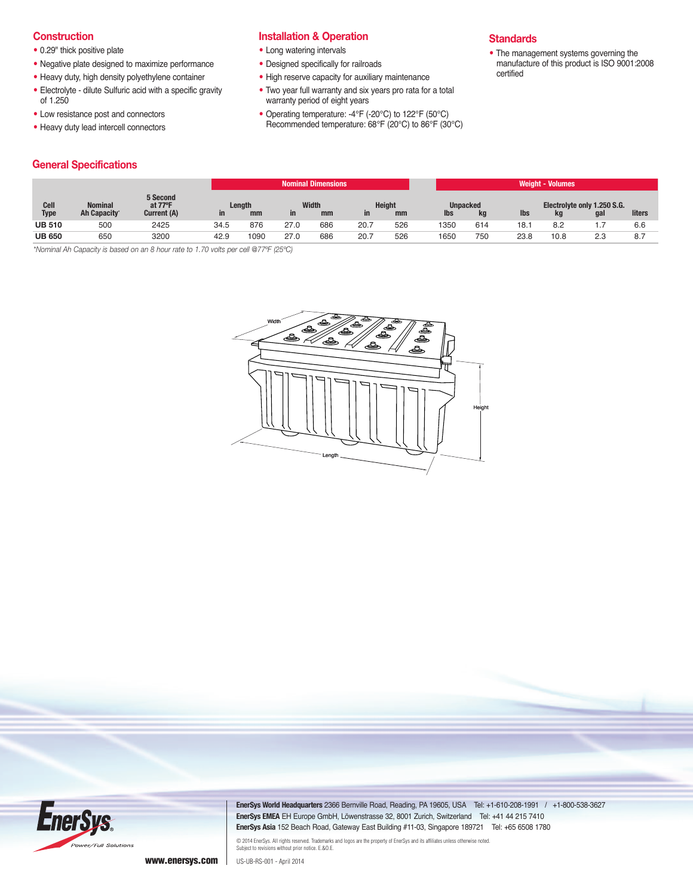## Construction

- 0.29" thick positive plate
- Negative plate designed to maximize performance
- Heavy duty, high density polyethylene container
- Electrolyte - dilute Sulfuric acid with a specific gravity of 1.250
- Low resistance post and connectors
- Heavy duty lead intercell connectors

## Installation & Operation

- Long watering intervals
- Designed specifically for railroads
- High reserve capacity for auxiliary maintenance
- Two year full warranty and six years pro rata for a total warranty period of eight years
- Operating temperature: -4°F (-20°C) to 122°F (50°C) Recommended temperature: 68°F (20°C) to 86°F (30°C)

## Standards

- The management systems governing the manufacture of this product is ISO 9001:2008 certified

## General Specifications

| Cell Type | Nominal Ah Capacity* | 5 Second at 77ºF Current (A) | Nominal Dimensions | | | | | | Weight - Volumes | | | | | |
|---|---|---|---|---|---|---|---|---|---|---|---|---|---|---|
| | | | Length | | Width | | Height | | Unpacked | | Electrolyte only 1.250 S.G. | | | |
| | | | in | mm | in | mm | in | mm | lbs | kg | lbs | kg | gal | liters |
| **UB 510** | 500 | 2425 | 34.5 | 876 | 27.0 | 686 | 20.7 | 526 | 1350 | 614 | 18.1 | 8.2 | 1.7 | 6.6 |
| **UB 650** | 650 | 3200 | 42.9 | 1090 | 27.0 | 686 | 20.7 | 526 | 1650 | 750 | 23.8 | 10.8 | 2.3 | 8.7 |

*\*Nominal Ah Capacity is based on an 8 hour rate to 1.70 volts per cell @77ºF (25ºC)*

Width

Height

Length

EnerSys
Power/Full Solutions

www.enersys.com

**EnerSys World Headquarters** 2366 Bernville Road, Reading, PA 19605, USA Tel: +1-610-208-1991 / +1-800-538-3627
**EnerSys EMEA** EH Europe GmbH, Löwenstrasse 32, 8001 Zurich, Switzerland Tel: +41 44 215 7410
**EnerSys Asia** 152 Beach Road, Gateway East Building #11-03, Singapore 189721 Tel: +65 6508 1780

© 2014 EnerSys. All rights reserved. Trademarks and logos are the property of EnerSys and its affiliates unless otherwise noted.
Subject to revisions without prior notice. E.&O.E.

US-UB-RS-001 - April 2014